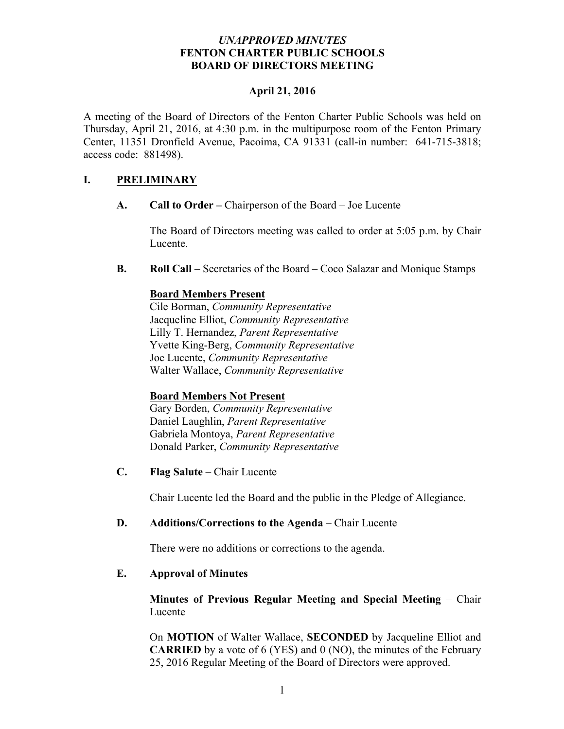# *UNAPPROVED MINUTES*
# FENTON CHARTER PUBLIC SCHOOLS
# BOARD OF DIRECTORS MEETING

**April 21, 2016**

A meeting of the Board of Directors of the Fenton Charter Public Schools was held on Thursday, April 21, 2016, at 4:30 p.m. in the multipurpose room of the Fenton Primary Center, 11351 Dronfield Avenue, Pacoima, CA 91331 (call-in number: 641-715-3818; access code: 881498).

## I. PRELIMINARY

**A. Call to Order –** Chairperson of the Board – Joe Lucente

The Board of Directors meeting was called to order at 5:05 p.m. by Chair Lucente.

**B. Roll Call** – Secretaries of the Board – Coco Salazar and Monique Stamps

**Board Members Present**

Cile Borman, *Community Representative*
Jacqueline Elliot, *Community Representative*
Lilly T. Hernandez, *Parent Representative*
Yvette King-Berg, *Community Representative*
Joe Lucente, *Community Representative*
Walter Wallace, *Community Representative*

**Board Members Not Present**

Gary Borden, *Community Representative*
Daniel Laughlin, *Parent Representative*
Gabriela Montoya, *Parent Representative*
Donald Parker, *Community Representative*

**C. Flag Salute** – Chair Lucente

Chair Lucente led the Board and the public in the Pledge of Allegiance.

**D. Additions/Corrections to the Agenda** – Chair Lucente

There were no additions or corrections to the agenda.

**E. Approval of Minutes**

**Minutes of Previous Regular Meeting and Special Meeting** – Chair Lucente

On **MOTION** of Walter Wallace, **SECONDED** by Jacqueline Elliot and **CARRIED** by a vote of 6 (YES) and 0 (NO), the minutes of the February 25, 2016 Regular Meeting of the Board of Directors were approved.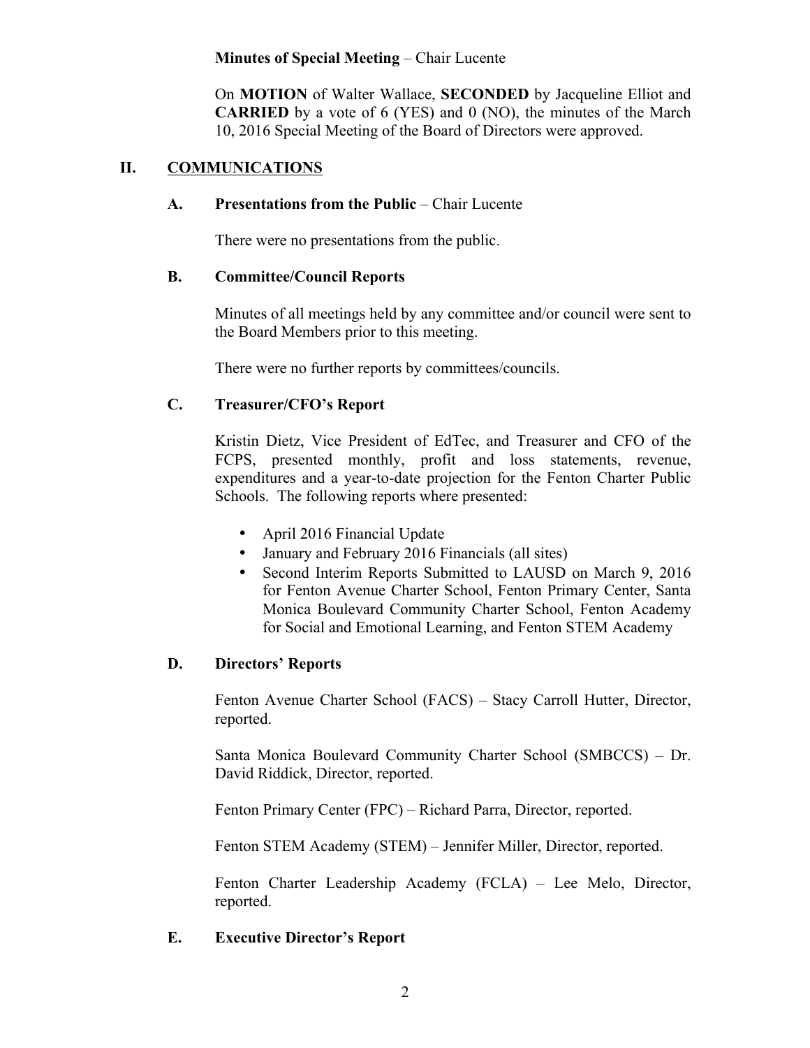**Minutes of Special Meeting** – Chair Lucente

On **MOTION** of Walter Wallace, **SECONDED** by Jacqueline Elliot and **CARRIED** by a vote of 6 (YES) and 0 (NO), the minutes of the March 10, 2016 Special Meeting of the Board of Directors were approved.

## II. COMMUNICATIONS

### A. Presentations from the Public – Chair Lucente

There were no presentations from the public.

### B. Committee/Council Reports

Minutes of all meetings held by any committee and/or council were sent to the Board Members prior to this meeting.

There were no further reports by committees/councils.

### C. Treasurer/CFO's Report

Kristin Dietz, Vice President of EdTec, and Treasurer and CFO of the FCPS, presented monthly, profit and loss statements, revenue, expenditures and a year-to-date projection for the Fenton Charter Public Schools. The following reports where presented:

- April 2016 Financial Update
- January and February 2016 Financials (all sites)
- Second Interim Reports Submitted to LAUSD on March 9, 2016 for Fenton Avenue Charter School, Fenton Primary Center, Santa Monica Boulevard Community Charter School, Fenton Academy for Social and Emotional Learning, and Fenton STEM Academy

### D. Directors' Reports

Fenton Avenue Charter School (FACS) – Stacy Carroll Hutter, Director, reported.

Santa Monica Boulevard Community Charter School (SMBCCS) – Dr. David Riddick, Director, reported.

Fenton Primary Center (FPC) – Richard Parra, Director, reported.

Fenton STEM Academy (STEM) – Jennifer Miller, Director, reported.

Fenton Charter Leadership Academy (FCLA) – Lee Melo, Director, reported.

### E. Executive Director's Report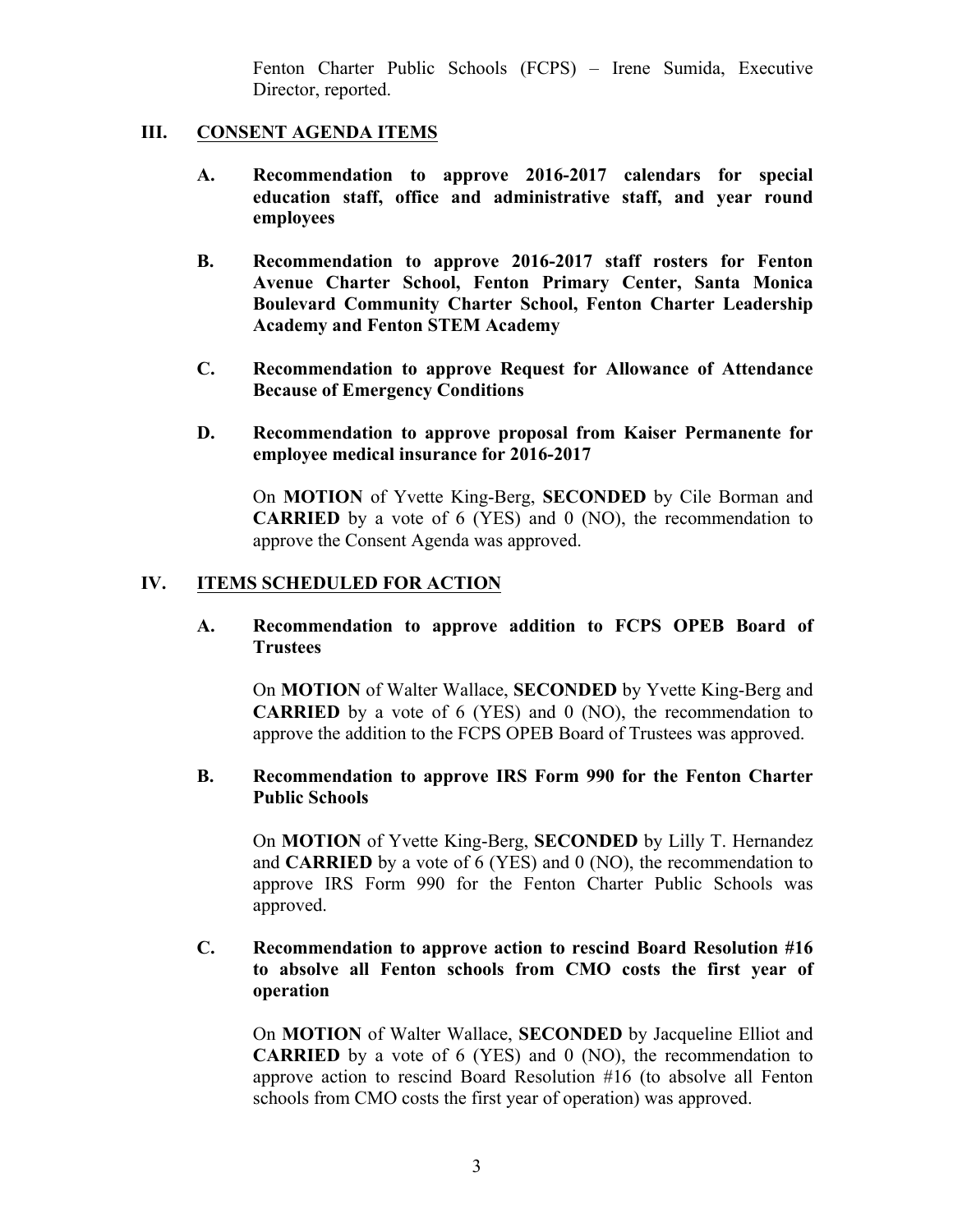Fenton Charter Public Schools (FCPS) – Irene Sumida, Executive Director, reported.

## III. CONSENT AGENDA ITEMS

**A. Recommendation to approve 2016-2017 calendars for special education staff, office and administrative staff, and year round employees**

**B. Recommendation to approve 2016-2017 staff rosters for Fenton Avenue Charter School, Fenton Primary Center, Santa Monica Boulevard Community Charter School, Fenton Charter Leadership Academy and Fenton STEM Academy**

**C. Recommendation to approve Request for Allowance of Attendance Because of Emergency Conditions**

**D. Recommendation to approve proposal from Kaiser Permanente for employee medical insurance for 2016-2017**

On **MOTION** of Yvette King-Berg, **SECONDED** by Cile Borman and **CARRIED** by a vote of 6 (YES) and 0 (NO), the recommendation to approve the Consent Agenda was approved.

## IV. ITEMS SCHEDULED FOR ACTION

**A. Recommendation to approve addition to FCPS OPEB Board of Trustees**

On **MOTION** of Walter Wallace, **SECONDED** by Yvette King-Berg and **CARRIED** by a vote of 6 (YES) and 0 (NO), the recommendation to approve the addition to the FCPS OPEB Board of Trustees was approved.

**B. Recommendation to approve IRS Form 990 for the Fenton Charter Public Schools**

On **MOTION** of Yvette King-Berg, **SECONDED** by Lilly T. Hernandez and **CARRIED** by a vote of 6 (YES) and 0 (NO), the recommendation to approve IRS Form 990 for the Fenton Charter Public Schools was approved.

**C. Recommendation to approve action to rescind Board Resolution #16 to absolve all Fenton schools from CMO costs the first year of operation**

On **MOTION** of Walter Wallace, **SECONDED** by Jacqueline Elliot and **CARRIED** by a vote of 6 (YES) and 0 (NO), the recommendation to approve action to rescind Board Resolution #16 (to absolve all Fenton schools from CMO costs the first year of operation) was approved.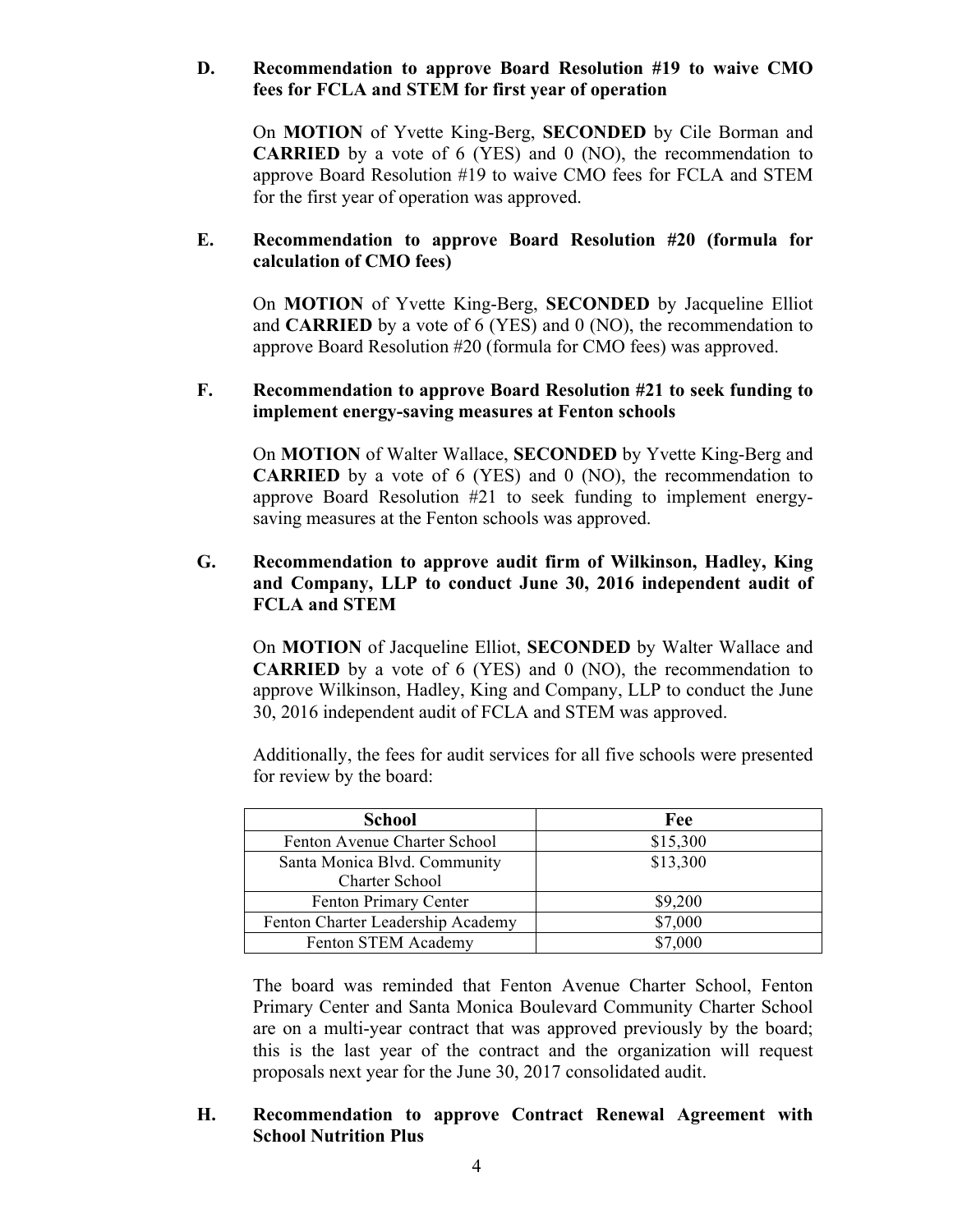**D. Recommendation to approve Board Resolution #19 to waive CMO fees for FCLA and STEM for first year of operation**

On **MOTION** of Yvette King-Berg, **SECONDED** by Cile Borman and **CARRIED** by a vote of 6 (YES) and 0 (NO), the recommendation to approve Board Resolution #19 to waive CMO fees for FCLA and STEM for the first year of operation was approved.

**E. Recommendation to approve Board Resolution #20 (formula for calculation of CMO fees)**

On **MOTION** of Yvette King-Berg, **SECONDED** by Jacqueline Elliot and **CARRIED** by a vote of 6 (YES) and 0 (NO), the recommendation to approve Board Resolution #20 (formula for CMO fees) was approved.

**F. Recommendation to approve Board Resolution #21 to seek funding to implement energy-saving measures at Fenton schools**

On **MOTION** of Walter Wallace, **SECONDED** by Yvette King-Berg and **CARRIED** by a vote of 6 (YES) and 0 (NO), the recommendation to approve Board Resolution #21 to seek funding to implement energy-saving measures at the Fenton schools was approved.

**G. Recommendation to approve audit firm of Wilkinson, Hadley, King and Company, LLP to conduct June 30, 2016 independent audit of FCLA and STEM**

On **MOTION** of Jacqueline Elliot, **SECONDED** by Walter Wallace and **CARRIED** by a vote of 6 (YES) and 0 (NO), the recommendation to approve Wilkinson, Hadley, King and Company, LLP to conduct the June 30, 2016 independent audit of FCLA and STEM was approved.

Additionally, the fees for audit services for all five schools were presented for review by the board:

| School | Fee |
|---|---|
| Fenton Avenue Charter School | $15,300 |
| Santa Monica Blvd. Community Charter School | $13,300 |
| Fenton Primary Center | $9,200 |
| Fenton Charter Leadership Academy | $7,000 |
| Fenton STEM Academy | $7,000 |

The board was reminded that Fenton Avenue Charter School, Fenton Primary Center and Santa Monica Boulevard Community Charter School are on a multi-year contract that was approved previously by the board; this is the last year of the contract and the organization will request proposals next year for the June 30, 2017 consolidated audit.

**H. Recommendation to approve Contract Renewal Agreement with School Nutrition Plus**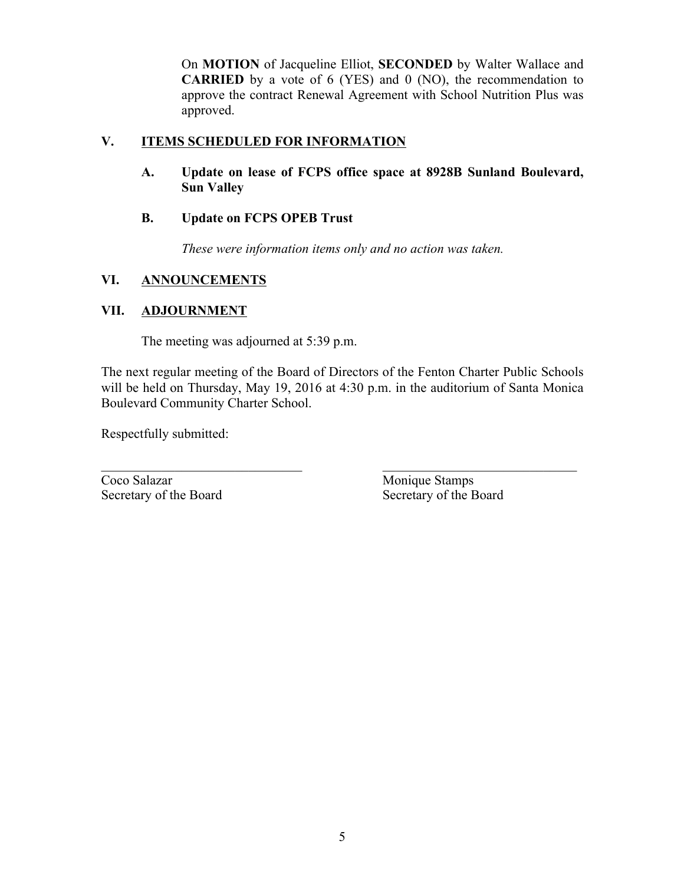On **MOTION** of Jacqueline Elliot, **SECONDED** by Walter Wallace and **CARRIED** by a vote of 6 (YES) and 0 (NO), the recommendation to approve the contract Renewal Agreement with School Nutrition Plus was approved.

## V. ITEMS SCHEDULED FOR INFORMATION

### A. Update on lease of FCPS office space at 8928B Sunland Boulevard, Sun Valley

### B. Update on FCPS OPEB Trust

*These were information items only and no action was taken.*

## VI. ANNOUNCEMENTS

## VII. ADJOURNMENT

The meeting was adjourned at 5:39 p.m.

The next regular meeting of the Board of Directors of the Fenton Charter Public Schools will be held on Thursday, May 19, 2016 at 4:30 p.m. in the auditorium of Santa Monica Boulevard Community Charter School.

Respectfully submitted:

| | |
|---|---|
| ______________________________ | ______________________________ |
| Coco Salazar | Monique Stamps |
| Secretary of the Board | Secretary of the Board |